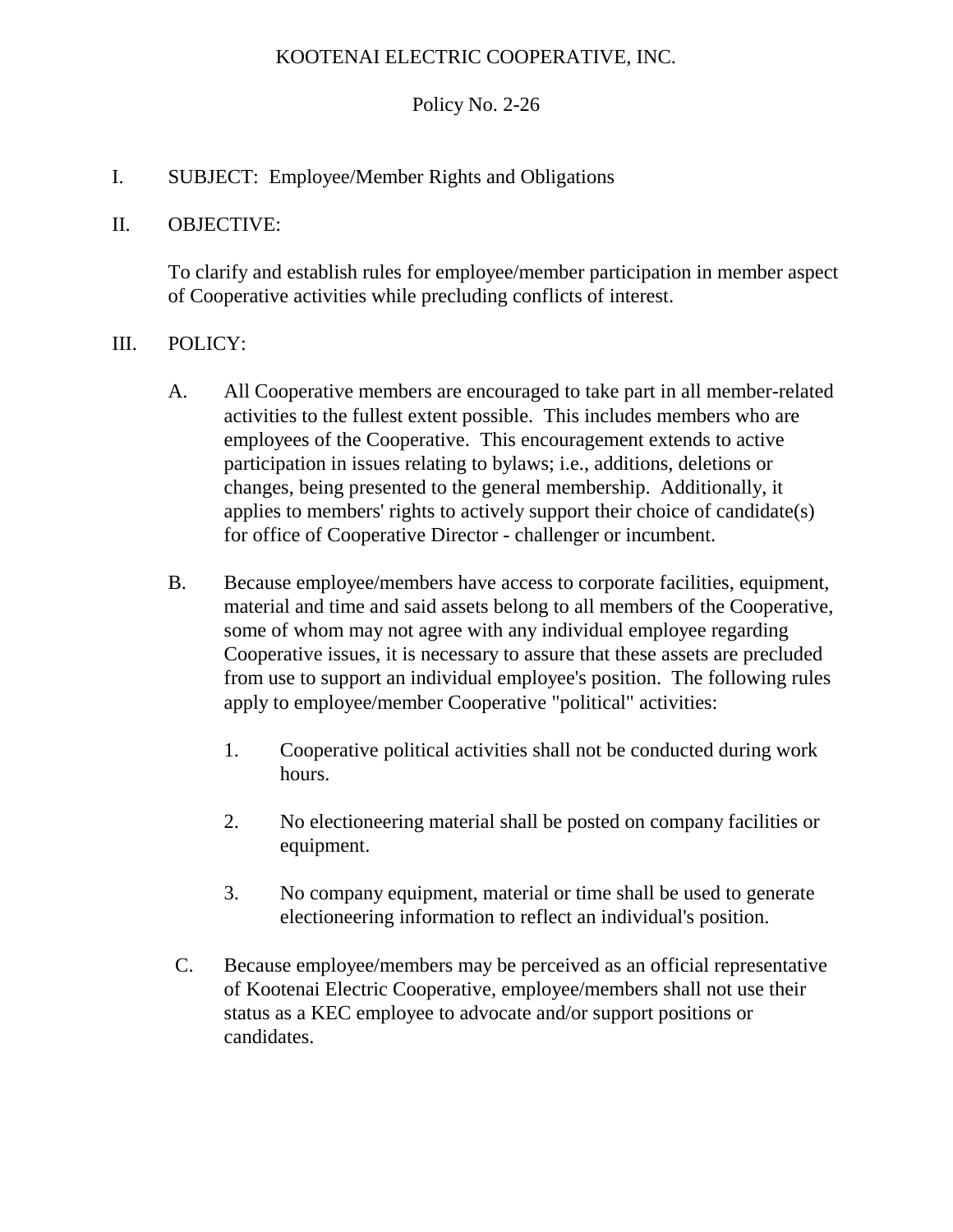# KOOTENAI ELECTRIC COOPERATIVE, INC.

## Policy No. 2-26

I. SUBJECT: Employee/Member Rights and Obligations

II. OBJECTIVE:

To clarify and establish rules for employee/member participation in member aspect of Cooperative activities while precluding conflicts of interest.

III. POLICY:

A. All Cooperative members are encouraged to take part in all member-related activities to the fullest extent possible. This includes members who are employees of the Cooperative. This encouragement extends to active participation in issues relating to bylaws; i.e., additions, deletions or changes, being presented to the general membership. Additionally, it applies to members' rights to actively support their choice of candidate(s) for office of Cooperative Director - challenger or incumbent.

B. Because employee/members have access to corporate facilities, equipment, material and time and said assets belong to all members of the Cooperative, some of whom may not agree with any individual employee regarding Cooperative issues, it is necessary to assure that these assets are precluded from use to support an individual employee's position. The following rules apply to employee/member Cooperative "political" activities:

1. Cooperative political activities shall not be conducted during work hours.

2. No electioneering material shall be posted on company facilities or equipment.

3. No company equipment, material or time shall be used to generate electioneering information to reflect an individual's position.

C. Because employee/members may be perceived as an official representative of Kootenai Electric Cooperative, employee/members shall not use their status as a KEC employee to advocate and/or support positions or candidates.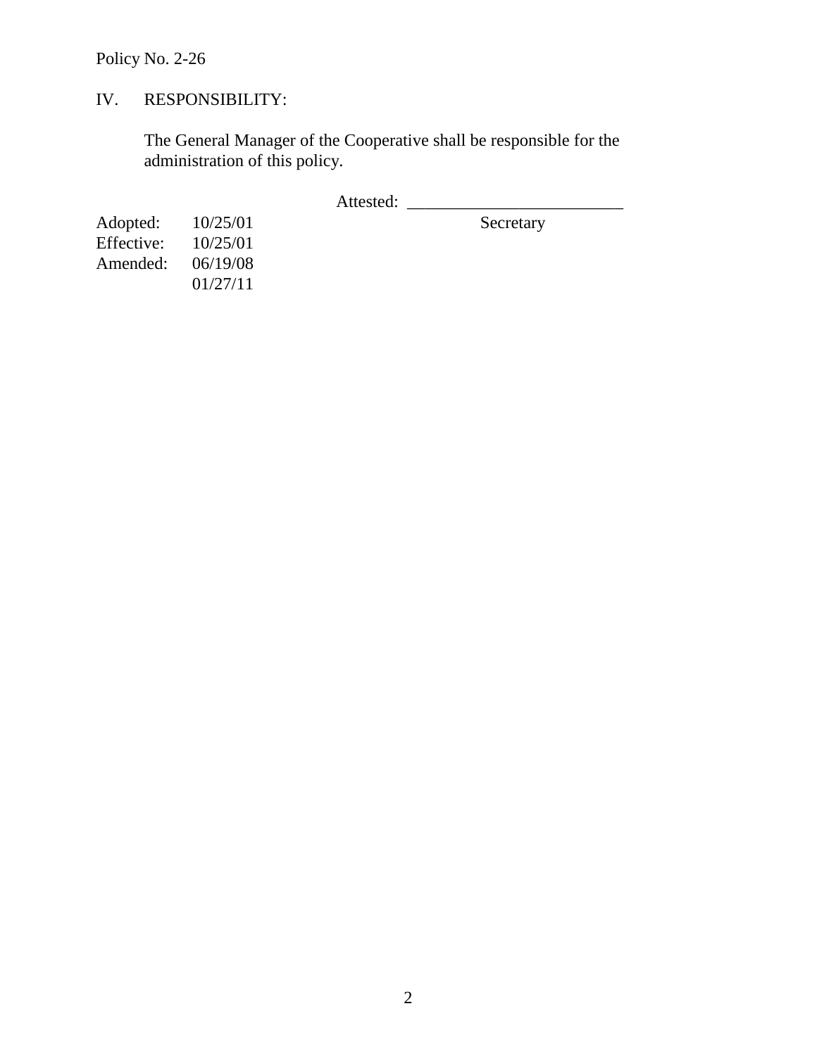Policy No. 2-26

## IV. RESPONSIBILITY:

The General Manager of the Cooperative shall be responsible for the administration of this policy.

Attested: _________________________
Secretary

| | |
|---|---|
| Adopted: | 10/25/01 |
| Effective: | 10/25/01 |
| Amended: | 06/19/08 |
| | 01/27/11 |